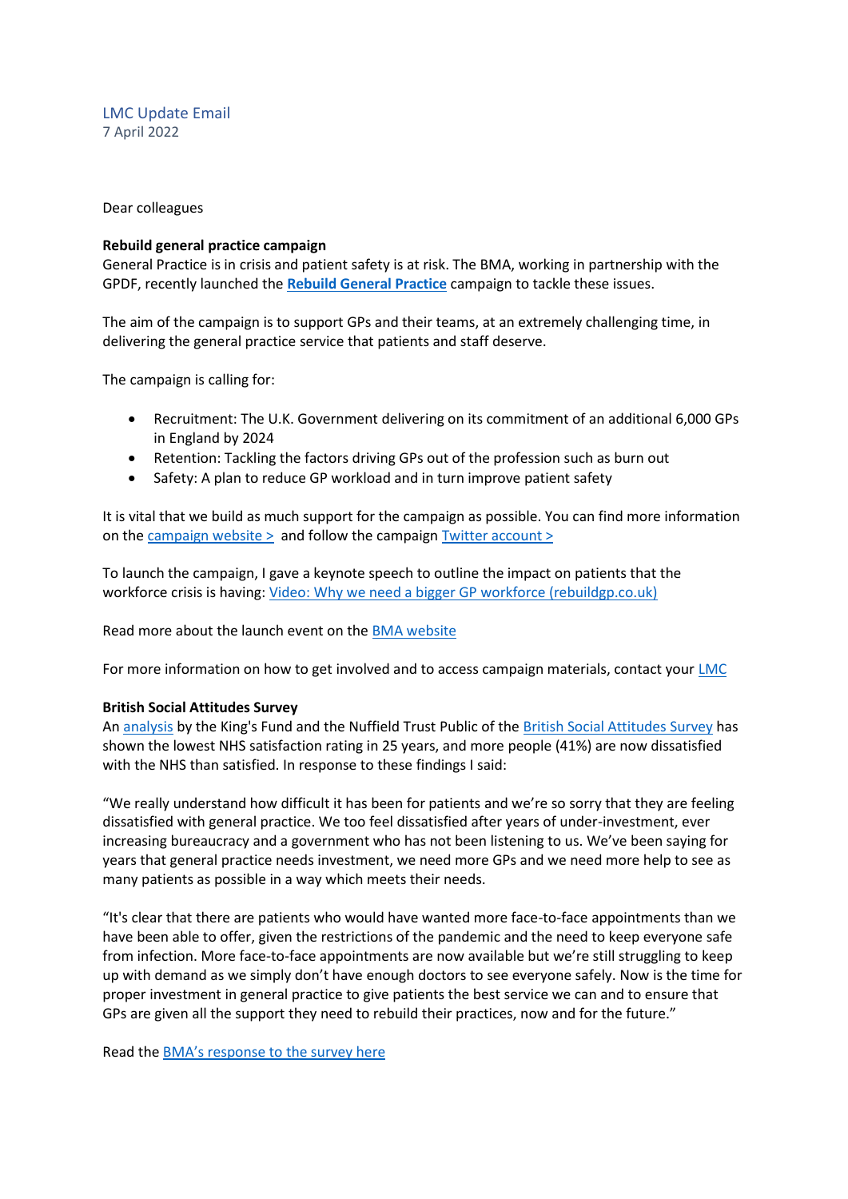LMC Update Email
7 April 2022

Dear colleagues

**Rebuild general practice campaign**
General Practice is in crisis and patient safety is at risk. The BMA, working in partnership with the GPDF, recently launched the **Rebuild General Practice** campaign to tackle these issues.

The aim of the campaign is to support GPs and their teams, at an extremely challenging time, in delivering the general practice service that patients and staff deserve.

The campaign is calling for:

- Recruitment: The U.K. Government delivering on its commitment of an additional 6,000 GPs in England by 2024
- Retention: Tackling the factors driving GPs out of the profession such as burn out
- Safety: A plan to reduce GP workload and in turn improve patient safety

It is vital that we build as much support for the campaign as possible. You can find more information on the campaign website > and follow the campaign Twitter account >

To launch the campaign, I gave a keynote speech to outline the impact on patients that the workforce crisis is having: Video: Why we need a bigger GP workforce (rebuildgp.co.uk)

Read more about the launch event on the BMA website

For more information on how to get involved and to access campaign materials, contact your LMC

**British Social Attitudes Survey**
An analysis by the King's Fund and the Nuffield Trust Public of the British Social Attitudes Survey has shown the lowest NHS satisfaction rating in 25 years, and more people (41%) are now dissatisfied with the NHS than satisfied. In response to these findings I said:

"We really understand how difficult it has been for patients and we're so sorry that they are feeling dissatisfied with general practice. We too feel dissatisfied after years of under-investment, ever increasing bureaucracy and a government who has not been listening to us. We've been saying for years that general practice needs investment, we need more GPs and we need more help to see as many patients as possible in a way which meets their needs.

"It's clear that there are patients who would have wanted more face-to-face appointments than we have been able to offer, given the restrictions of the pandemic and the need to keep everyone safe from infection. More face-to-face appointments are now available but we're still struggling to keep up with demand as we simply don't have enough doctors to see everyone safely. Now is the time for proper investment in general practice to give patients the best service we can and to ensure that GPs are given all the support they need to rebuild their practices, now and for the future."

Read the BMA's response to the survey here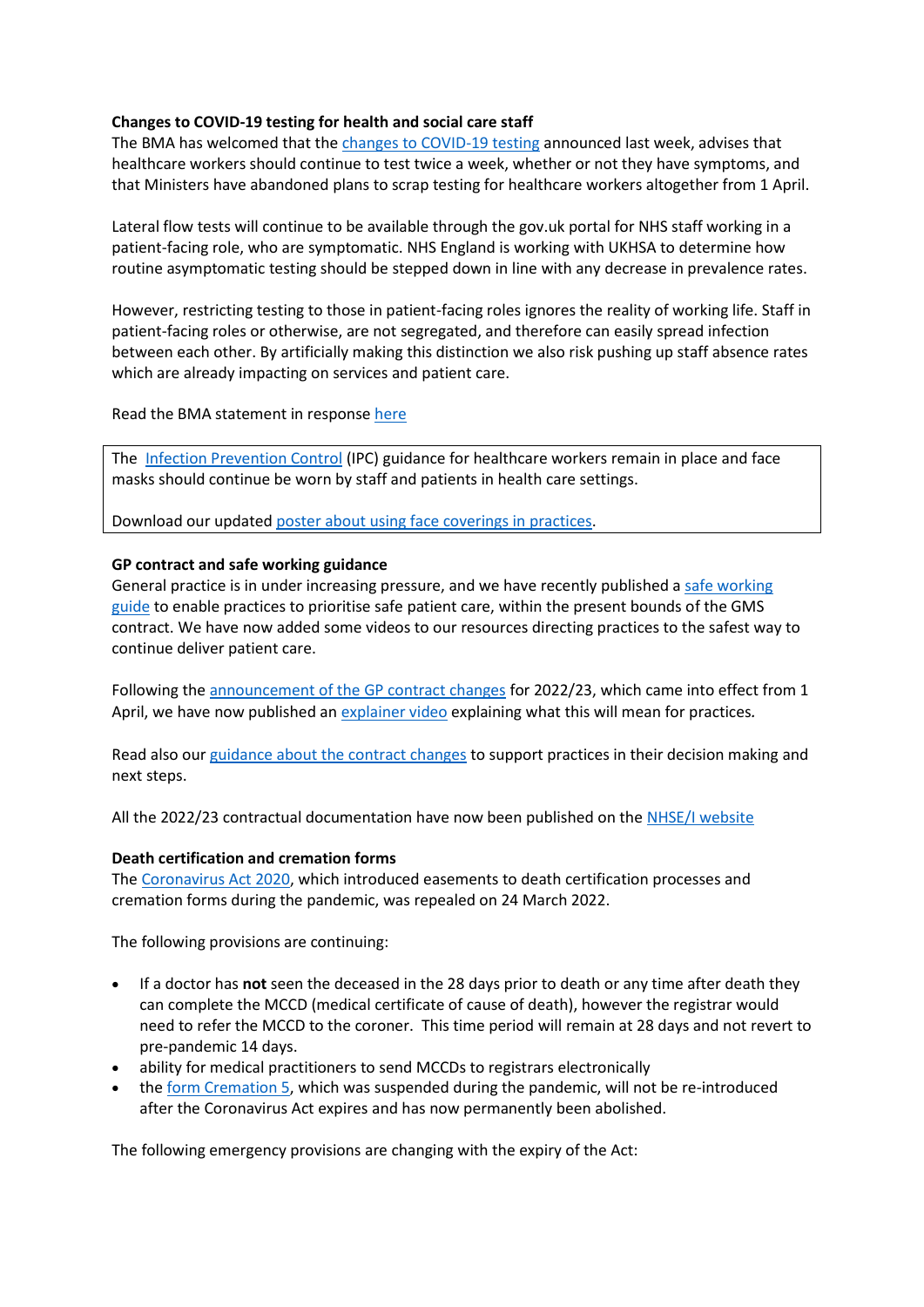**Changes to COVID-19 testing for health and social care staff**

The BMA has welcomed that the changes to COVID-19 testing announced last week, advises that healthcare workers should continue to test twice a week, whether or not they have symptoms, and that Ministers have abandoned plans to scrap testing for healthcare workers altogether from 1 April.

Lateral flow tests will continue to be available through the gov.uk portal for NHS staff working in a patient-facing role, who are symptomatic. NHS England is working with UKHSA to determine how routine asymptomatic testing should be stepped down in line with any decrease in prevalence rates.

However, restricting testing to those in patient-facing roles ignores the reality of working life. Staff in patient-facing roles or otherwise, are not segregated, and therefore can easily spread infection between each other. By artificially making this distinction we also risk pushing up staff absence rates which are already impacting on services and patient care.

Read the BMA statement in response here

The Infection Prevention Control (IPC) guidance for healthcare workers remain in place and face masks should continue be worn by staff and patients in health care settings.

Download our updated poster about using face coverings in practices.

**GP contract and safe working guidance**

General practice is in under increasing pressure, and we have recently published a safe working guide to enable practices to prioritise safe patient care, within the present bounds of the GMS contract. We have now added some videos to our resources directing practices to the safest way to continue deliver patient care.

Following the announcement of the GP contract changes for 2022/23, which came into effect from 1 April, we have now published an explainer video explaining what this will mean for practices.

Read also our guidance about the contract changes to support practices in their decision making and next steps.

All the 2022/23 contractual documentation have now been published on the NHSE/I website

**Death certification and cremation forms**

The Coronavirus Act 2020, which introduced easements to death certification processes and cremation forms during the pandemic, was repealed on 24 March 2022.

The following provisions are continuing:

- If a doctor has **not** seen the deceased in the 28 days prior to death or any time after death they can complete the MCCD (medical certificate of cause of death), however the registrar would need to refer the MCCD to the coroner. This time period will remain at 28 days and not revert to pre-pandemic 14 days.
- ability for medical practitioners to send MCCDs to registrars electronically
- the form Cremation 5, which was suspended during the pandemic, will not be re-introduced after the Coronavirus Act expires and has now permanently been abolished.

The following emergency provisions are changing with the expiry of the Act: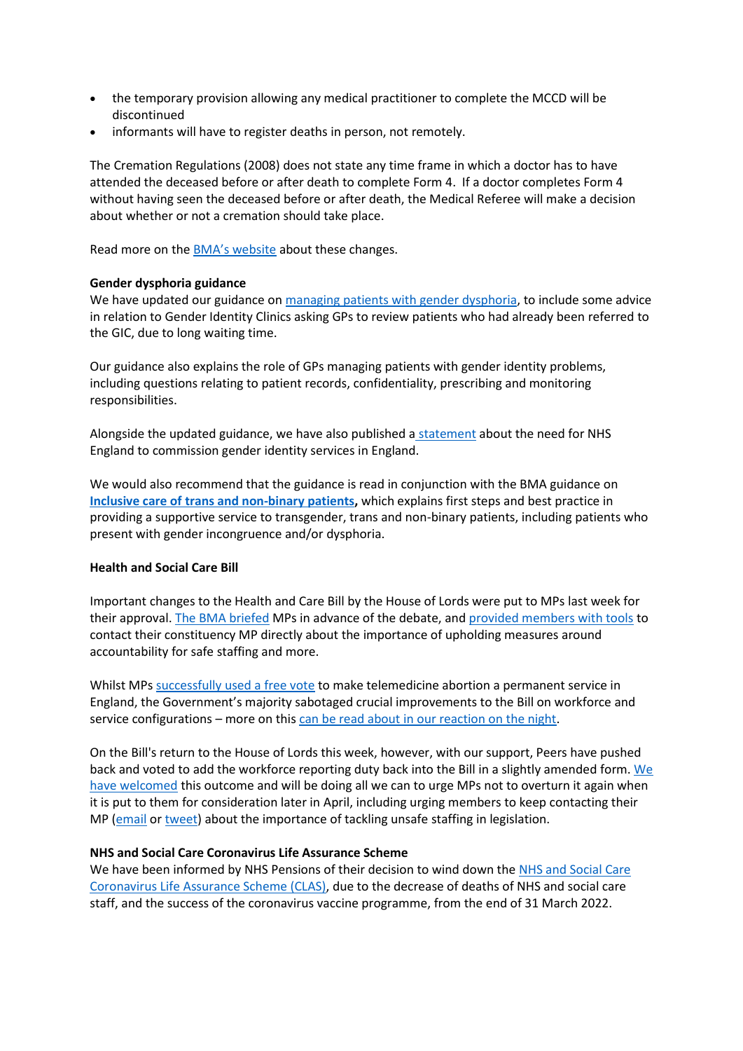- the temporary provision allowing any medical practitioner to complete the MCCD will be discontinued
- informants will have to register deaths in person, not remotely.

The Cremation Regulations (2008) does not state any time frame in which a doctor has to have attended the deceased before or after death to complete Form 4. If a doctor completes Form 4 without having seen the deceased before or after death, the Medical Referee will make a decision about whether or not a cremation should take place.

Read more on the BMA's website about these changes.

**Gender dysphoria guidance**

We have updated our guidance on managing patients with gender dysphoria, to include some advice in relation to Gender Identity Clinics asking GPs to review patients who had already been referred to the GIC, due to long waiting time.

Our guidance also explains the role of GPs managing patients with gender identity problems, including questions relating to patient records, confidentiality, prescribing and monitoring responsibilities.

Alongside the updated guidance, we have also published a statement about the need for NHS England to commission gender identity services in England.

We would also recommend that the guidance is read in conjunction with the BMA guidance on **Inclusive care of trans and non-binary patients,** which explains first steps and best practice in providing a supportive service to transgender, trans and non-binary patients, including patients who present with gender incongruence and/or dysphoria.

**Health and Social Care Bill**

Important changes to the Health and Care Bill by the House of Lords were put to MPs last week for their approval. The BMA briefed MPs in advance of the debate, and provided members with tools to contact their constituency MP directly about the importance of upholding measures around accountability for safe staffing and more.

Whilst MPs successfully used a free vote to make telemedicine abortion a permanent service in England, the Government's majority sabotaged crucial improvements to the Bill on workforce and service configurations – more on this can be read about in our reaction on the night.

On the Bill's return to the House of Lords this week, however, with our support, Peers have pushed back and voted to add the workforce reporting duty back into the Bill in a slightly amended form. We have welcomed this outcome and will be doing all we can to urge MPs not to overturn it again when it is put to them for consideration later in April, including urging members to keep contacting their MP (email or tweet) about the importance of tackling unsafe staffing in legislation.

**NHS and Social Care Coronavirus Life Assurance Scheme**

We have been informed by NHS Pensions of their decision to wind down the NHS and Social Care Coronavirus Life Assurance Scheme (CLAS), due to the decrease of deaths of NHS and social care staff, and the success of the coronavirus vaccine programme, from the end of 31 March 2022.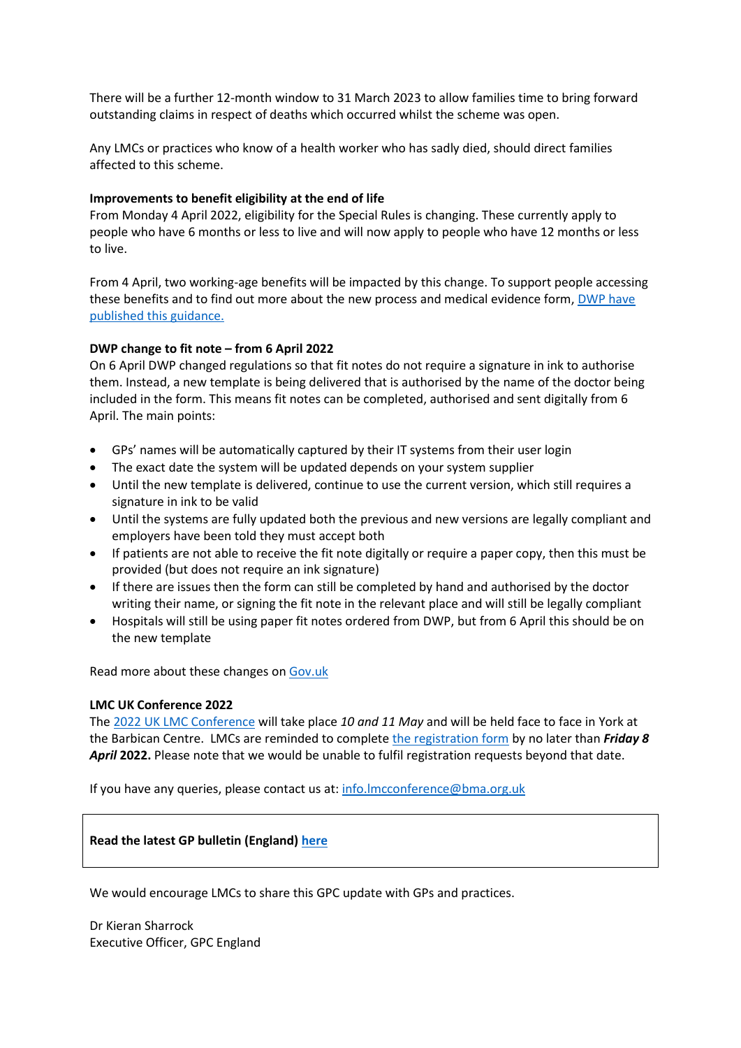There will be a further 12-month window to 31 March 2023 to allow families time to bring forward outstanding claims in respect of deaths which occurred whilst the scheme was open.

Any LMCs or practices who know of a health worker who has sadly died, should direct families affected to this scheme.

**Improvements to benefit eligibility at the end of life**
From Monday 4 April 2022, eligibility for the Special Rules is changing. These currently apply to people who have 6 months or less to live and will now apply to people who have 12 months or less to live.

From 4 April, two working-age benefits will be impacted by this change. To support people accessing these benefits and to find out more about the new process and medical evidence form, [DWP have published this guidance.]()

**DWP change to fit note – from 6 April 2022**
On 6 April DWP changed regulations so that fit notes do not require a signature in ink to authorise them. Instead, a new template is being delivered that is authorised by the name of the doctor being included in the form. This means fit notes can be completed, authorised and sent digitally from 6 April. The main points:

- GPs' names will be automatically captured by their IT systems from their user login
- The exact date the system will be updated depends on your system supplier
- Until the new template is delivered, continue to use the current version, which still requires a signature in ink to be valid
- Until the systems are fully updated both the previous and new versions are legally compliant and employers have been told they must accept both
- If patients are not able to receive the fit note digitally or require a paper copy, then this must be provided (but does not require an ink signature)
- If there are issues then the form can still be completed by hand and authorised by the doctor writing their name, or signing the fit note in the relevant place and will still be legally compliant
- Hospitals will still be using paper fit notes ordered from DWP, but from 6 April this should be on the new template

Read more about these changes on [Gov.uk]()

**LMC UK Conference 2022**
The [2022 UK LMC Conference]() will take place *10 and 11 May* and will be held face to face in York at the Barbican Centre. LMCs are reminded to complete [the registration form]() by no later than ***Friday 8 April*** **2022.** Please note that we would be unable to fulfil registration requests beyond that date.

If you have any queries, please contact us at: info.lmcconference@bma.org.uk

**Read the latest GP bulletin (England) [here]()**

We would encourage LMCs to share this GPC update with GPs and practices.

Dr Kieran Sharrock
Executive Officer, GPC England